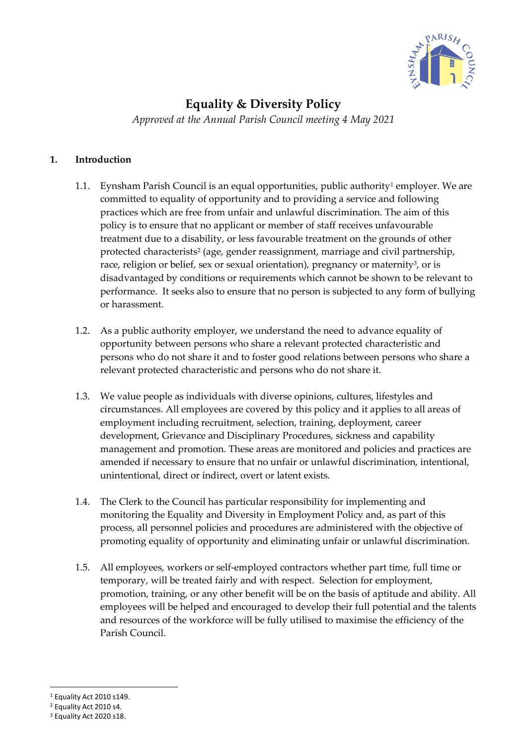# Equality & Diversity Policy

*Approved at the Annual Parish Council meeting 4 May 2021*

## 1. Introduction

1.1. Eynsham Parish Council is an equal opportunities, public authority[1] employer. We are committed to equality of opportunity and to providing a service and following practices which are free from unfair and unlawful discrimination. The aim of this policy is to ensure that no applicant or member of staff receives unfavourable treatment due to a disability, or less favourable treatment on the grounds of other protected characteristics[2] (age, gender reassignment, marriage and civil partnership, race, religion or belief, sex or sexual orientation), pregnancy or maternity[3], or is disadvantaged by conditions or requirements which cannot be shown to be relevant to performance. It seeks also to ensure that no person is subjected to any form of bullying or harassment.

1.2. As a public authority employer, we understand the need to advance equality of opportunity between persons who share a relevant protected characteristic and persons who do not share it and to foster good relations between persons who share a relevant protected characteristic and persons who do not share it.

1.3. We value people as individuals with diverse opinions, cultures, lifestyles and circumstances. All employees are covered by this policy and it applies to all areas of employment including recruitment, selection, training, deployment, career development, Grievance and Disciplinary Procedures, sickness and capability management and promotion. These areas are monitored and policies and practices are amended if necessary to ensure that no unfair or unlawful discrimination, intentional, unintentional, direct or indirect, overt or latent exists.

1.4. The Clerk to the Council has particular responsibility for implementing and monitoring the Equality and Diversity in Employment Policy and, as part of this process, all personnel policies and procedures are administered with the objective of promoting equality of opportunity and eliminating unfair or unlawful discrimination.

1.5. All employees, workers or self-employed contractors whether part time, full time or temporary, will be treated fairly and with respect. Selection for employment, promotion, training, or any other benefit will be on the basis of aptitude and ability. All employees will be helped and encouraged to develop their full potential and the talents and resources of the workforce will be fully utilised to maximise the efficiency of the Parish Council.

---

[1] Equality Act 2010 s149.

[2] Equality Act 2010 s4.

[3] Equality Act 2020 s18.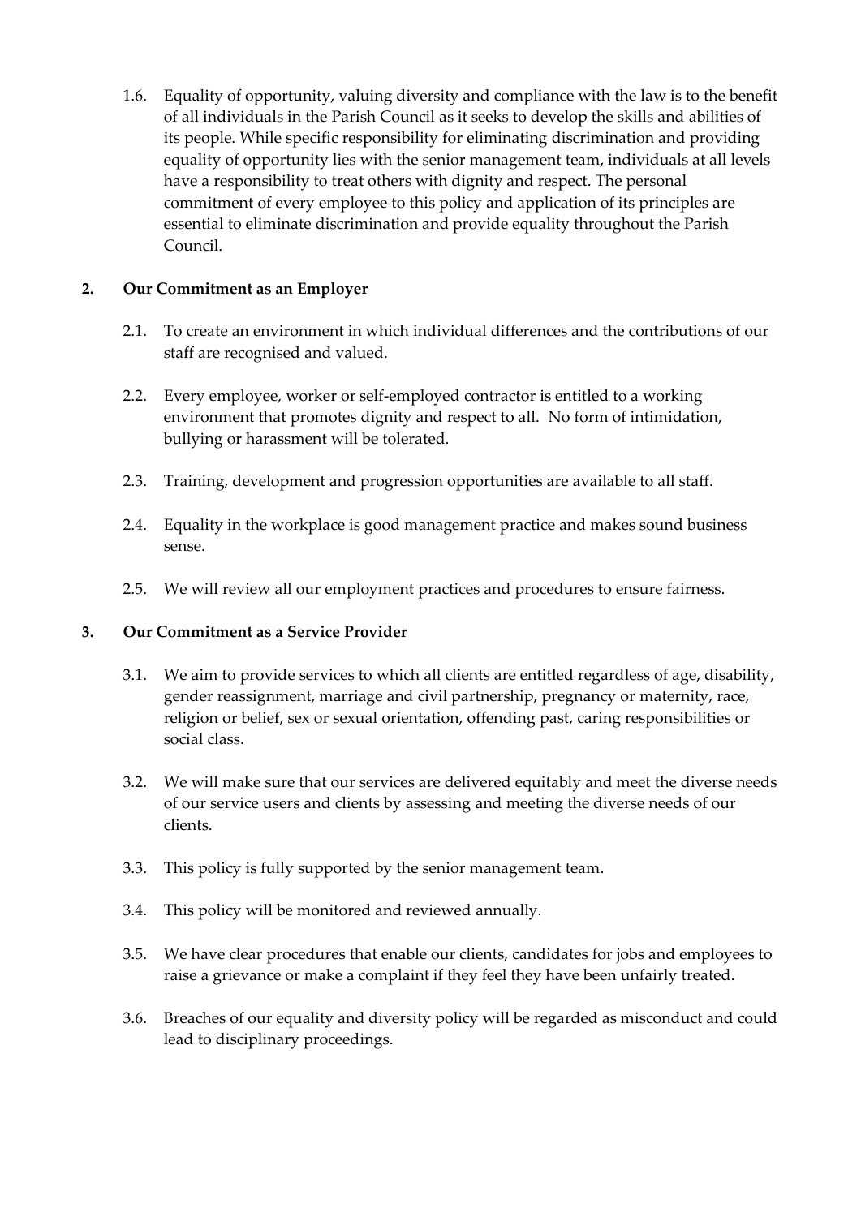1.6. Equality of opportunity, valuing diversity and compliance with the law is to the benefit of all individuals in the Parish Council as it seeks to develop the skills and abilities of its people. While specific responsibility for eliminating discrimination and providing equality of opportunity lies with the senior management team, individuals at all levels have a responsibility to treat others with dignity and respect. The personal commitment of every employee to this policy and application of its principles are essential to eliminate discrimination and provide equality throughout the Parish Council.

## 2. Our Commitment as an Employer

2.1. To create an environment in which individual differences and the contributions of our staff are recognised and valued.

2.2. Every employee, worker or self-employed contractor is entitled to a working environment that promotes dignity and respect to all. No form of intimidation, bullying or harassment will be tolerated.

2.3. Training, development and progression opportunities are available to all staff.

2.4. Equality in the workplace is good management practice and makes sound business sense.

2.5. We will review all our employment practices and procedures to ensure fairness.

## 3. Our Commitment as a Service Provider

3.1. We aim to provide services to which all clients are entitled regardless of age, disability, gender reassignment, marriage and civil partnership, pregnancy or maternity, race, religion or belief, sex or sexual orientation, offending past, caring responsibilities or social class.

3.2. We will make sure that our services are delivered equitably and meet the diverse needs of our service users and clients by assessing and meeting the diverse needs of our clients.

3.3. This policy is fully supported by the senior management team.

3.4. This policy will be monitored and reviewed annually.

3.5. We have clear procedures that enable our clients, candidates for jobs and employees to raise a grievance or make a complaint if they feel they have been unfairly treated.

3.6. Breaches of our equality and diversity policy will be regarded as misconduct and could lead to disciplinary proceedings.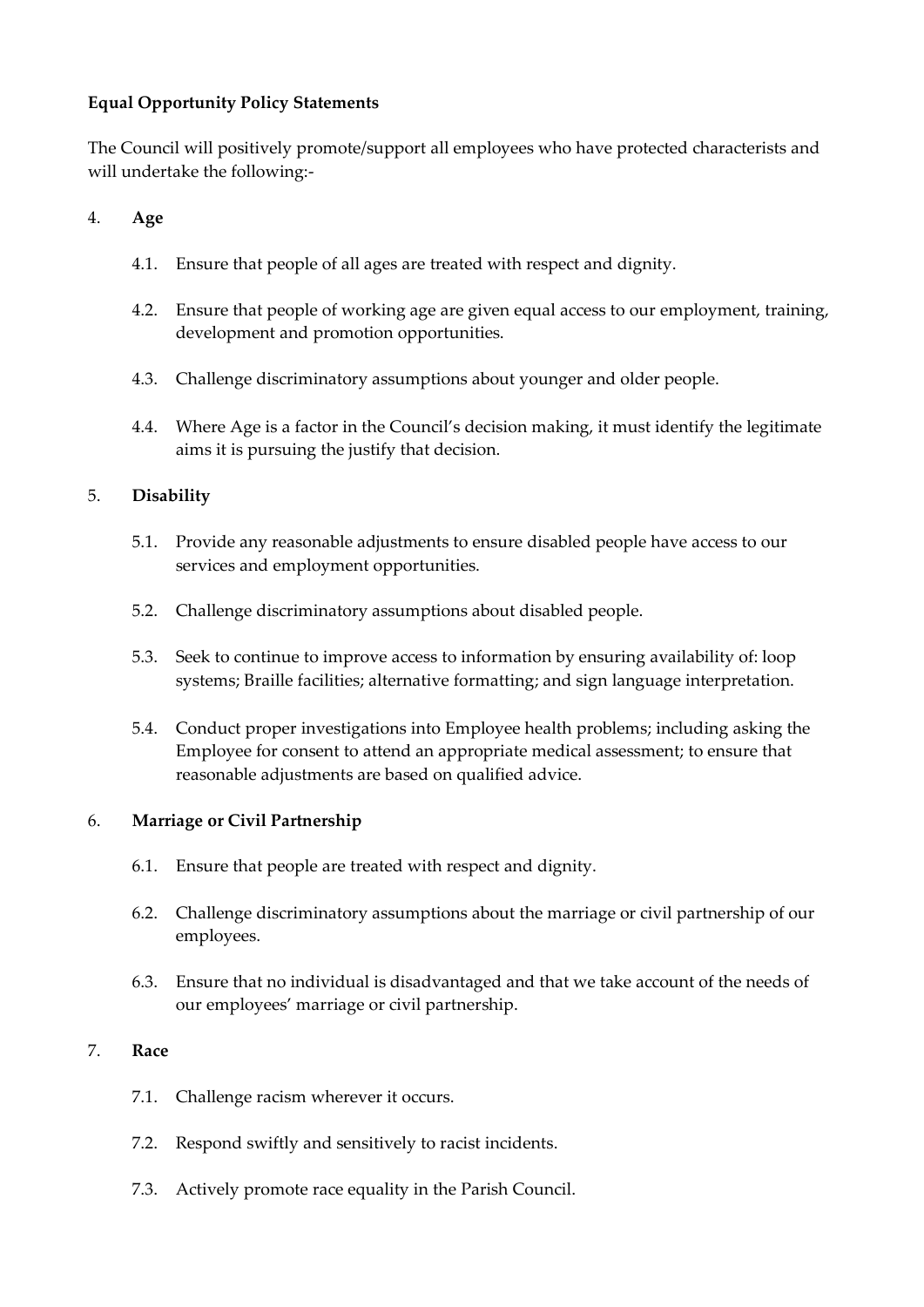**Equal Opportunity Policy Statements**

The Council will positively promote/support all employees who have protected characterists and will undertake the following:-

4. **Age**

   4.1. Ensure that people of all ages are treated with respect and dignity.

   4.2. Ensure that people of working age are given equal access to our employment, training, development and promotion opportunities.

   4.3. Challenge discriminatory assumptions about younger and older people.

   4.4. Where Age is a factor in the Council's decision making, it must identify the legitimate aims it is pursuing the justify that decision.

5. **Disability**

   5.1. Provide any reasonable adjustments to ensure disabled people have access to our services and employment opportunities.

   5.2. Challenge discriminatory assumptions about disabled people.

   5.3. Seek to continue to improve access to information by ensuring availability of: loop systems; Braille facilities; alternative formatting; and sign language interpretation.

   5.4. Conduct proper investigations into Employee health problems; including asking the Employee for consent to attend an appropriate medical assessment; to ensure that reasonable adjustments are based on qualified advice.

6. **Marriage or Civil Partnership**

   6.1. Ensure that people are treated with respect and dignity.

   6.2. Challenge discriminatory assumptions about the marriage or civil partnership of our employees.

   6.3. Ensure that no individual is disadvantaged and that we take account of the needs of our employees' marriage or civil partnership.

7. **Race**

   7.1. Challenge racism wherever it occurs.

   7.2. Respond swiftly and sensitively to racist incidents.

   7.3. Actively promote race equality in the Parish Council.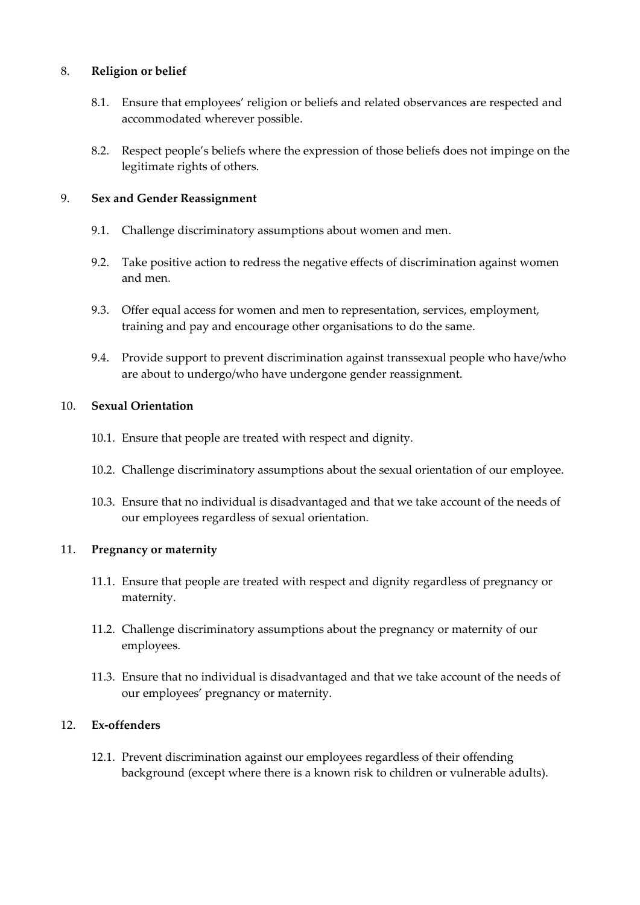8. **Religion or belief**

   8.1. Ensure that employees' religion or beliefs and related observances are respected and accommodated wherever possible.

   8.2. Respect people's beliefs where the expression of those beliefs does not impinge on the legitimate rights of others.

9. **Sex and Gender Reassignment**

   9.1. Challenge discriminatory assumptions about women and men.

   9.2. Take positive action to redress the negative effects of discrimination against women and men.

   9.3. Offer equal access for women and men to representation, services, employment, training and pay and encourage other organisations to do the same.

   9.4. Provide support to prevent discrimination against transsexual people who have/who are about to undergo/who have undergone gender reassignment.

10. **Sexual Orientation**

    10.1. Ensure that people are treated with respect and dignity.

    10.2. Challenge discriminatory assumptions about the sexual orientation of our employee.

    10.3. Ensure that no individual is disadvantaged and that we take account of the needs of our employees regardless of sexual orientation.

11. **Pregnancy or maternity**

    11.1. Ensure that people are treated with respect and dignity regardless of pregnancy or maternity.

    11.2. Challenge discriminatory assumptions about the pregnancy or maternity of our employees.

    11.3. Ensure that no individual is disadvantaged and that we take account of the needs of our employees' pregnancy or maternity.

12. **Ex-offenders**

    12.1. Prevent discrimination against our employees regardless of their offending background (except where there is a known risk to children or vulnerable adults).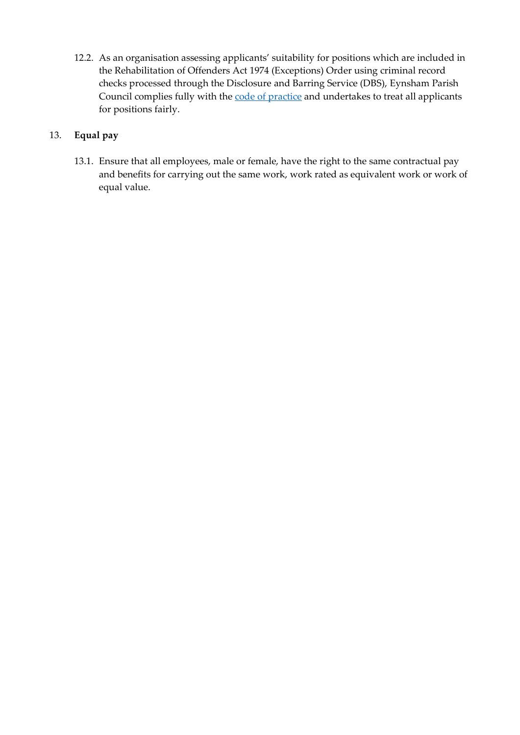12.2. As an organisation assessing applicants' suitability for positions which are included in the Rehabilitation of Offenders Act 1974 (Exceptions) Order using criminal record checks processed through the Disclosure and Barring Service (DBS), Eynsham Parish Council complies fully with the code of practice and undertakes to treat all applicants for positions fairly.

## 13. Equal pay

13.1. Ensure that all employees, male or female, have the right to the same contractual pay and benefits for carrying out the same work, work rated as equivalent work or work of equal value.